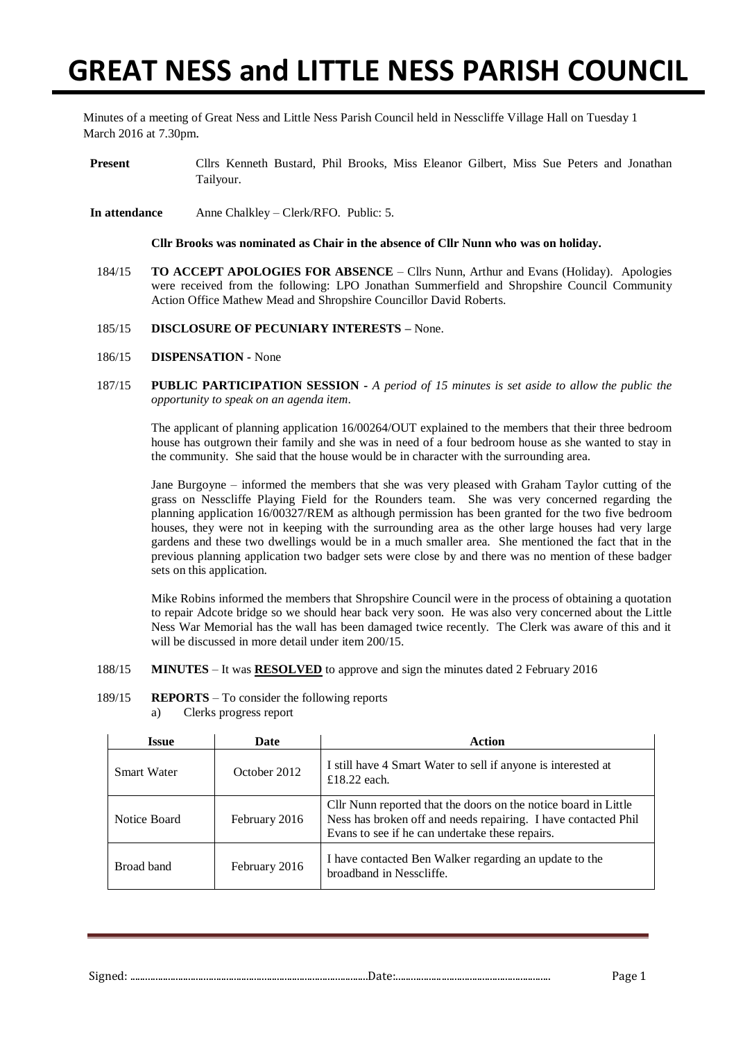# GREAT NESS and LITTLE NESS PARISH COUNCIL

Minutes of a meeting of Great Ness and Little Ness Parish Council held in Nesscliffe Village Hall on Tuesday 1 March 2016 at 7.30pm.

**Present** Cllrs Kenneth Bustard, Phil Brooks, Miss Eleanor Gilbert, Miss Sue Peters and Jonathan Tailyour.

**In attendance** Anne Chalkley – Clerk/RFO. Public: 5.

**Cllr Brooks was nominated as Chair in the absence of Cllr Nunn who was on holiday.**

184/15 **TO ACCEPT APOLOGIES FOR ABSENCE** – Cllrs Nunn, Arthur and Evans (Holiday). Apologies were received from the following: LPO Jonathan Summerfield and Shropshire Council Community Action Office Mathew Mead and Shropshire Councillor David Roberts.

185/15 **DISCLOSURE OF PECUNIARY INTERESTS –** None.

186/15 **DISPENSATION -** None

187/15 **PUBLIC PARTICIPATION SESSION -** *A period of 15 minutes is set aside to allow the public the opportunity to speak on an agenda item.*

The applicant of planning application 16/00264/OUT explained to the members that their three bedroom house has outgrown their family and she was in need of a four bedroom house as she wanted to stay in the community. She said that the house would be in character with the surrounding area.

Jane Burgoyne – informed the members that she was very pleased with Graham Taylor cutting of the grass on Nesscliffe Playing Field for the Rounders team. She was very concerned regarding the planning application 16/00327/REM as although permission has been granted for the two five bedroom houses, they were not in keeping with the surrounding area as the other large houses had very large gardens and these two dwellings would be in a much smaller area. She mentioned the fact that in the previous planning application two badger sets were close by and there was no mention of these badger sets on this application.

Mike Robins informed the members that Shropshire Council were in the process of obtaining a quotation to repair Adcote bridge so we should hear back very soon. He was also very concerned about the Little Ness War Memorial has the wall has been damaged twice recently. The Clerk was aware of this and it will be discussed in more detail under item 200/15.

188/15 **MINUTES** – It was **RESOLVED** to approve and sign the minutes dated 2 February 2016

189/15 **REPORTS** – To consider the following reports

a) Clerks progress report

| Issue | Date | Action |
|---|---|---|
| Smart Water | October 2012 | I still have 4 Smart Water to sell if anyone is interested at £18.22 each. |
| Notice Board | February 2016 | Cllr Nunn reported that the doors on the notice board in Little Ness has broken off and needs repairing. I have contacted Phil Evans to see if he can undertake these repairs. |
| Broad band | February 2016 | I have contacted Ben Walker regarding an update to the broadband in Nesscliffe. |

Signed: ............................................................Date:..............................................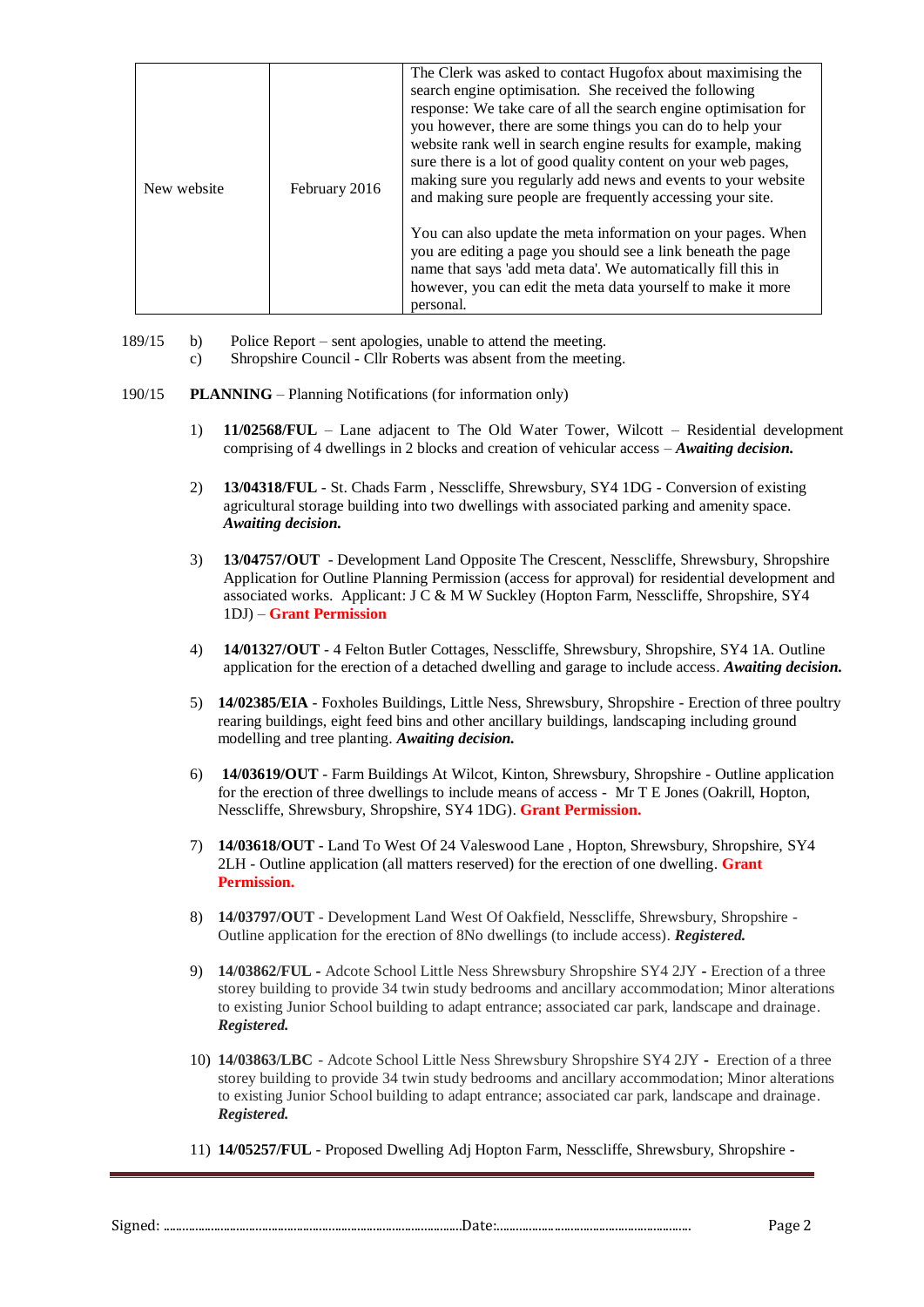| New website | February 2016 | The Clerk was asked to contact Hugofox about maximising the search engine optimisation. She received the following response: We take care of all the search engine optimisation for you however, there are some things you can do to help your website rank well in search engine results for example, making sure there is a lot of good quality content on your web pages, making sure you regularly add news and events to your website and making sure people are frequently accessing your site.<br><br>You can also update the meta information on your pages. When you are editing a page you should see a link beneath the page name that says 'add meta data'. We automatically fill this in however, you can edit the meta data yourself to make it more personal. |
|---|---|---|

189/15 b) Police Report – sent apologies, unable to attend the meeting.
c) Shropshire Council - Cllr Roberts was absent from the meeting.

190/15 **PLANNING** – Planning Notifications (for information only)

1) **11/02568/FUL** – Lane adjacent to The Old Water Tower, Wilcott – Residential development comprising of 4 dwellings in 2 blocks and creation of vehicular access – ***Awaiting decision.***

2) **13/04318/FUL** - St. Chads Farm , Nesscliffe, Shrewsbury, SY4 1DG - Conversion of existing agricultural storage building into two dwellings with associated parking and amenity space. ***Awaiting decision.***

3) **13/04757/OUT** - Development Land Opposite The Crescent, Nesscliffe, Shrewsbury, Shropshire Application for Outline Planning Permission (access for approval) for residential development and associated works. Applicant: J C & M W Suckley (Hopton Farm, Nesscliffe, Shropshire, SY4 1DJ) – **Grant Permission**

4) **14/01327/OUT** - 4 Felton Butler Cottages, Nesscliffe, Shrewsbury, Shropshire, SY4 1A. Outline application for the erection of a detached dwelling and garage to include access. ***Awaiting decision.***

5) **14/02385/EIA** - Foxholes Buildings, Little Ness, Shrewsbury, Shropshire - Erection of three poultry rearing buildings, eight feed bins and other ancillary buildings, landscaping including ground modelling and tree planting. ***Awaiting decision.***

6) **14/03619/OUT** - Farm Buildings At Wilcot, Kinton, Shrewsbury, Shropshire - Outline application for the erection of three dwellings to include means of access - Mr T E Jones (Oakrill, Hopton, Nesscliffe, Shrewsbury, Shropshire, SY4 1DG). **Grant Permission.**

7) **14/03618/OUT** - Land To West Of 24 Valeswood Lane , Hopton, Shrewsbury, Shropshire, SY4 2LH - Outline application (all matters reserved) for the erection of one dwelling. **Grant Permission.**

8) **14/03797/OUT** - Development Land West Of Oakfield, Nesscliffe, Shrewsbury, Shropshire - Outline application for the erection of 8No dwellings (to include access). ***Registered.***

9) **14/03862/FUL -** Adcote School Little Ness Shrewsbury Shropshire SY4 2JY **-** Erection of a three storey building to provide 34 twin study bedrooms and ancillary accommodation; Minor alterations to existing Junior School building to adapt entrance; associated car park, landscape and drainage. ***Registered.***

10) **14/03863/LBC** - Adcote School Little Ness Shrewsbury Shropshire SY4 2JY **-** Erection of a three storey building to provide 34 twin study bedrooms and ancillary accommodation; Minor alterations to existing Junior School building to adapt entrance; associated car park, landscape and drainage. ***Registered.***

11) **14/05257/FUL** - Proposed Dwelling Adj Hopton Farm, Nesscliffe, Shrewsbury, Shropshire -

Signed: ............................................................Date:............................................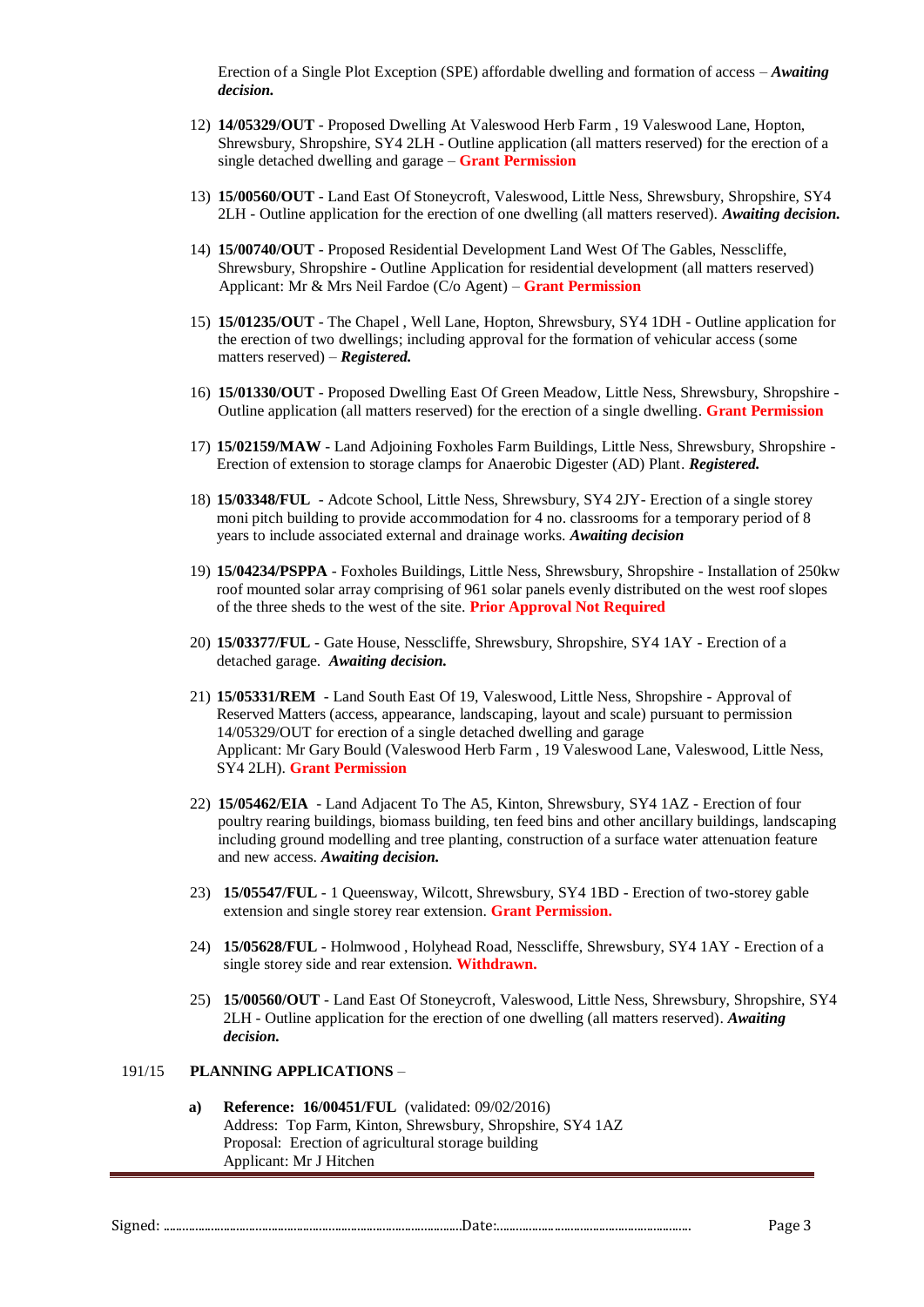Erection of a Single Plot Exception (SPE) affordable dwelling and formation of access – ***Awaiting decision.***

12) **14/05329/OUT** - Proposed Dwelling At Valeswood Herb Farm , 19 Valeswood Lane, Hopton, Shrewsbury, Shropshire, SY4 2LH - Outline application (all matters reserved) for the erection of a single detached dwelling and garage – **Grant Permission**

13) **15/00560/OUT** - Land East Of Stoneycroft, Valeswood, Little Ness, Shrewsbury, Shropshire, SY4 2LH - Outline application for the erection of one dwelling (all matters reserved). ***Awaiting decision.***

14) **15/00740/OUT** - Proposed Residential Development Land West Of The Gables, Nesscliffe, Shrewsbury, Shropshire - Outline Application for residential development (all matters reserved) Applicant: Mr & Mrs Neil Fardoe (C/o Agent) – **Grant Permission**

15) **15/01235/OUT** - The Chapel , Well Lane, Hopton, Shrewsbury, SY4 1DH - Outline application for the erection of two dwellings; including approval for the formation of vehicular access (some matters reserved) – ***Registered.***

16) **15/01330/OUT** - Proposed Dwelling East Of Green Meadow, Little Ness, Shrewsbury, Shropshire - Outline application (all matters reserved) for the erection of a single dwelling. **Grant Permission**

17) **15/02159/MAW** - Land Adjoining Foxholes Farm Buildings, Little Ness, Shrewsbury, Shropshire - Erection of extension to storage clamps for Anaerobic Digester (AD) Plant. ***Registered.***

18) **15/03348/FUL** - Adcote School, Little Ness, Shrewsbury, SY4 2JY- Erection of a single storey moni pitch building to provide accommodation for 4 no. classrooms for a temporary period of 8 years to include associated external and drainage works. ***Awaiting decision***

19) **15/04234/PSPPA** - Foxholes Buildings, Little Ness, Shrewsbury, Shropshire - Installation of 250kw roof mounted solar array comprising of 961 solar panels evenly distributed on the west roof slopes of the three sheds to the west of the site. **Prior Approval Not Required**

20) **15/03377/FUL** - Gate House, Nesscliffe, Shrewsbury, Shropshire, SY4 1AY - Erection of a detached garage. ***Awaiting decision.***

21) **15/05331/REM** - Land South East Of 19, Valeswood, Little Ness, Shropshire - Approval of Reserved Matters (access, appearance, landscaping, layout and scale) pursuant to permission 14/05329/OUT for erection of a single detached dwelling and garage
Applicant: Mr Gary Bould (Valeswood Herb Farm , 19 Valeswood Lane, Valeswood, Little Ness, SY4 2LH). **Grant Permission**

22) **15/05462/EIA** - Land Adjacent To The A5, Kinton, Shrewsbury, SY4 1AZ - Erection of four poultry rearing buildings, biomass building, ten feed bins and other ancillary buildings, landscaping including ground modelling and tree planting, construction of a surface water attenuation feature and new access. ***Awaiting decision.***

23) **15/05547/FUL** - 1 Queensway, Wilcott, Shrewsbury, SY4 1BD - Erection of two-storey gable extension and single storey rear extension. **Grant Permission.**

24) **15/05628/FUL** - Holmwood , Holyhead Road, Nesscliffe, Shrewsbury, SY4 1AY - Erection of a single storey side and rear extension. **Withdrawn.**

25) **15/00560/OUT** - Land East Of Stoneycroft, Valeswood, Little Ness, Shrewsbury, Shropshire, SY4 2LH - Outline application for the erection of one dwelling (all matters reserved). ***Awaiting decision.***

191/15 **PLANNING APPLICATIONS** –

**a)** **Reference: 16/00451/FUL** (validated: 09/02/2016)
Address: Top Farm, Kinton, Shrewsbury, Shropshire, SY4 1AZ
Proposal: Erection of agricultural storage building
Applicant: Mr J Hitchen

Signed: ............................................................ Date:..............................................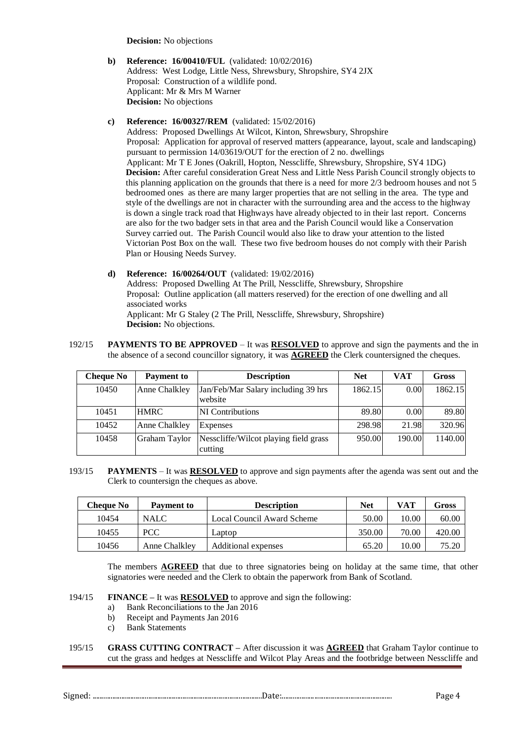**Decision:** No objections

**b)** **Reference: 16/00410/FUL** (validated: 10/02/2016)
Address: West Lodge, Little Ness, Shrewsbury, Shropshire, SY4 2JX
Proposal: Construction of a wildlife pond.
Applicant: Mr & Mrs M Warner
**Decision:** No objections

**c)** **Reference: 16/00327/REM** (validated: 15/02/2016)
Address: Proposed Dwellings At Wilcot, Kinton, Shrewsbury, Shropshire
Proposal: Application for approval of reserved matters (appearance, layout, scale and landscaping) pursuant to permission 14/03619/OUT for the erection of 2 no. dwellings
Applicant: Mr T E Jones (Oakrill, Hopton, Nesscliffe, Shrewsbury, Shropshire, SY4 1DG)
**Decision:** After careful consideration Great Ness and Little Ness Parish Council strongly objects to this planning application on the grounds that there is a need for more 2/3 bedroom houses and not 5 bedroomed ones as there are many larger properties that are not selling in the area. The type and style of the dwellings are not in character with the surrounding area and the access to the highway is down a single track road that Highways have already objected to in their last report. Concerns are also for the two badger sets in that area and the Parish Council would like a Conservation Survey carried out. The Parish Council would also like to draw your attention to the listed Victorian Post Box on the wall. These two five bedroom houses do not comply with their Parish Plan or Housing Needs Survey.

**d)** **Reference: 16/00264/OUT** (validated: 19/02/2016)
Address: Proposed Dwelling At The Prill, Nesscliffe, Shrewsbury, Shropshire
Proposal: Outline application (all matters reserved) for the erection of one dwelling and all associated works
Applicant: Mr G Staley (2 The Prill, Nesscliffe, Shrewsbury, Shropshire)
**Decision:** No objections.

192/15 **PAYMENTS TO BE APPROVED** – It was **RESOLVED** to approve and sign the payments and the in the absence of a second councillor signatory, it was **AGREED** the Clerk countersigned the cheques.

| Cheque No | Payment to | Description | Net | VAT | Gross |
|---|---|---|---|---|---|
| 10450 | Anne Chalkley | Jan/Feb/Mar Salary including 39 hrs website | 1862.15 | 0.00 | 1862.15 |
| 10451 | HMRC | NI Contributions | 89.80 | 0.00 | 89.80 |
| 10452 | Anne Chalkley | Expenses | 298.98 | 21.98 | 320.96 |
| 10458 | Graham Taylor | Nesscliffe/Wilcot playing field grass cutting | 950.00 | 190.00 | 1140.00 |

193/15 **PAYMENTS** – It was **RESOLVED** to approve and sign payments after the agenda was sent out and the Clerk to countersign the cheques as above.

| Cheque No | Payment to | Description | Net | VAT | Gross |
|---|---|---|---|---|---|
| 10454 | NALC | Local Council Award Scheme | 50.00 | 10.00 | 60.00 |
| 10455 | PCC | Laptop | 350.00 | 70.00 | 420.00 |
| 10456 | Anne Chalkley | Additional expenses | 65.20 | 10.00 | 75.20 |

The members **AGREED** that due to three signatories being on holiday at the same time, that other signatories were needed and the Clerk to obtain the paperwork from Bank of Scotland.

194/15 **FINANCE –** It was **RESOLVED** to approve and sign the following:

a) Bank Reconciliations to the Jan 2016
b) Receipt and Payments Jan 2016
c) Bank Statements

195/15 **GRASS CUTTING CONTRACT –** After discussion it was **AGREED** that Graham Taylor continue to cut the grass and hedges at Nesscliffe and Wilcot Play Areas and the footbridge between Nesscliffe and

Signed: ............................................................................................Date:..............................................................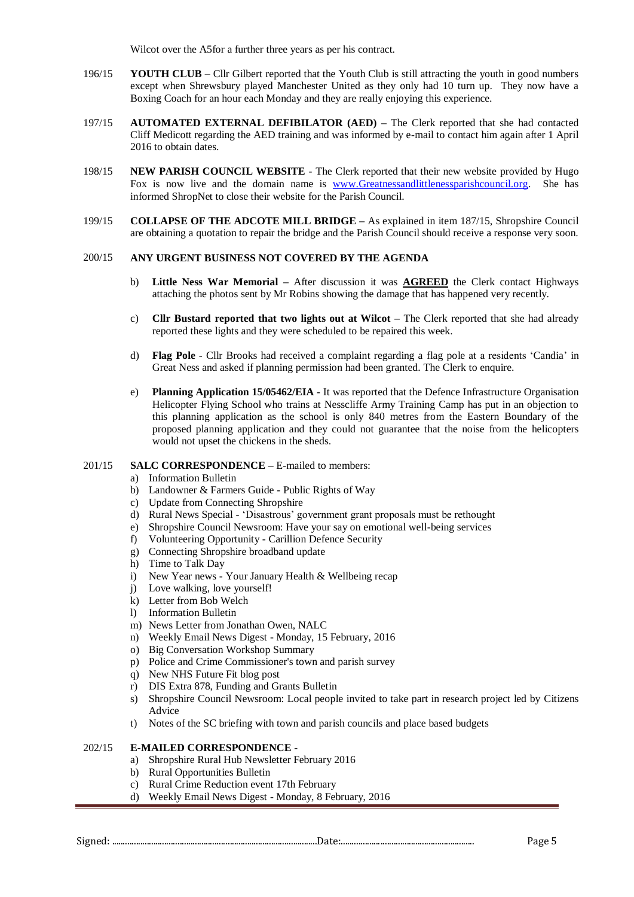Wilcot over the A5for a further three years as per his contract.

196/15 **YOUTH CLUB** – Cllr Gilbert reported that the Youth Club is still attracting the youth in good numbers except when Shrewsbury played Manchester United as they only had 10 turn up. They now have a Boxing Coach for an hour each Monday and they are really enjoying this experience.

197/15 **AUTOMATED EXTERNAL DEFIBILATOR (AED)** – The Clerk reported that she had contacted Cliff Medicott regarding the AED training and was informed by e-mail to contact him again after 1 April 2016 to obtain dates.

198/15 **NEW PARISH COUNCIL WEBSITE** - The Clerk reported that their new website provided by Hugo Fox is now live and the domain name is www.Greatnessandlittlenessparishcouncil.org. She has informed ShropNet to close their website for the Parish Council.

199/15 **COLLAPSE OF THE ADCOTE MILL BRIDGE** – As explained in item 187/15, Shropshire Council are obtaining a quotation to repair the bridge and the Parish Council should receive a response very soon.

200/15 **ANY URGENT BUSINESS NOT COVERED BY THE AGENDA**

b) **Little Ness War Memorial** – After discussion it was **AGREED** the Clerk contact Highways attaching the photos sent by Mr Robins showing the damage that has happened very recently.

c) **Cllr Bustard reported that two lights out at Wilcot** – The Clerk reported that she had already reported these lights and they were scheduled to be repaired this week.

d) **Flag Pole** - Cllr Brooks had received a complaint regarding a flag pole at a residents 'Candia' in Great Ness and asked if planning permission had been granted. The Clerk to enquire.

e) **Planning Application 15/05462/EIA** - It was reported that the Defence Infrastructure Organisation Helicopter Flying School who trains at Nesscliffe Army Training Camp has put in an objection to this planning application as the school is only 840 metres from the Eastern Boundary of the proposed planning application and they could not guarantee that the noise from the helicopters would not upset the chickens in the sheds.

201/15 **SALC CORRESPONDENCE** – E-mailed to members:

a) Information Bulletin
b) Landowner & Farmers Guide - Public Rights of Way
c) Update from Connecting Shropshire
d) Rural News Special - 'Disastrous' government grant proposals must be rethought
e) Shropshire Council Newsroom: Have your say on emotional well-being services
f) Volunteering Opportunity - Carillion Defence Security
g) Connecting Shropshire broadband update
h) Time to Talk Day
i) New Year news - Your January Health & Wellbeing recap
j) Love walking, love yourself!
k) Letter from Bob Welch
l) Information Bulletin
m) News Letter from Jonathan Owen, NALC
n) Weekly Email News Digest - Monday, 15 February, 2016
o) Big Conversation Workshop Summary
p) Police and Crime Commissioner's town and parish survey
q) New NHS Future Fit blog post
r) DIS Extra 878, Funding and Grants Bulletin
s) Shropshire Council Newsroom: Local people invited to take part in research project led by Citizens Advice
t) Notes of the SC briefing with town and parish councils and place based budgets

202/15 **E-MAILED CORRESPONDENCE** -

a) Shropshire Rural Hub Newsletter February 2016
b) Rural Opportunities Bulletin
c) Rural Crime Reduction event 17th February
d) Weekly Email News Digest - Monday, 8 February, 2016

Signed: ............................................................................................Date:..............................................................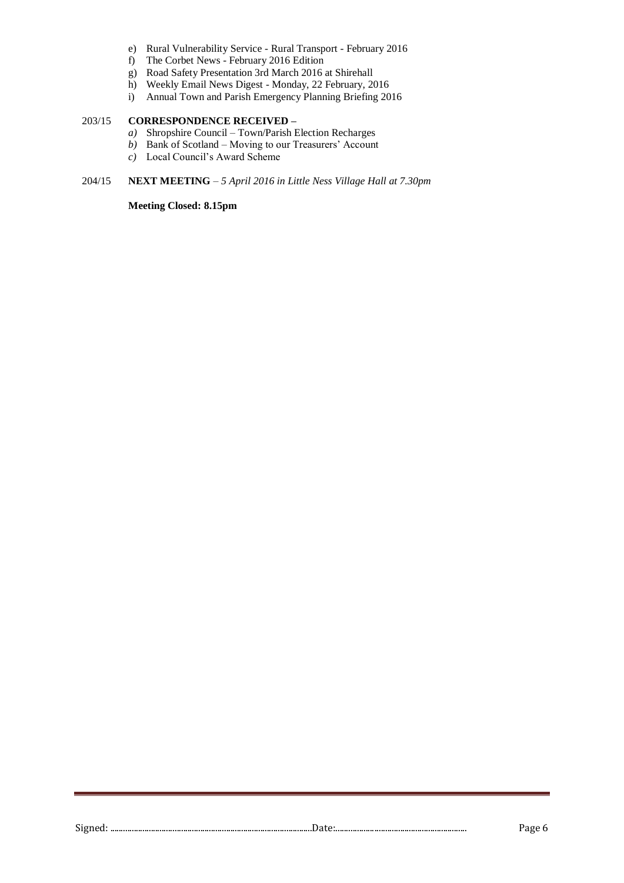e) Rural Vulnerability Service - Rural Transport - February 2016
f) The Corbet News - February 2016 Edition
g) Road Safety Presentation 3rd March 2016 at Shirehall
h) Weekly Email News Digest - Monday, 22 February, 2016
i) Annual Town and Parish Emergency Planning Briefing 2016

203/15 **CORRESPONDENCE RECEIVED –**

*a)* Shropshire Council – Town/Parish Election Recharges
*b)* Bank of Scotland – Moving to our Treasurers' Account
*c)* Local Council's Award Scheme

204/15 **NEXT MEETING** – *5 April 2016 in Little Ness Village Hall at 7.30pm*

**Meeting Closed: 8.15pm**

Signed: ……………………………………………………………………………Date:……………………………………………………